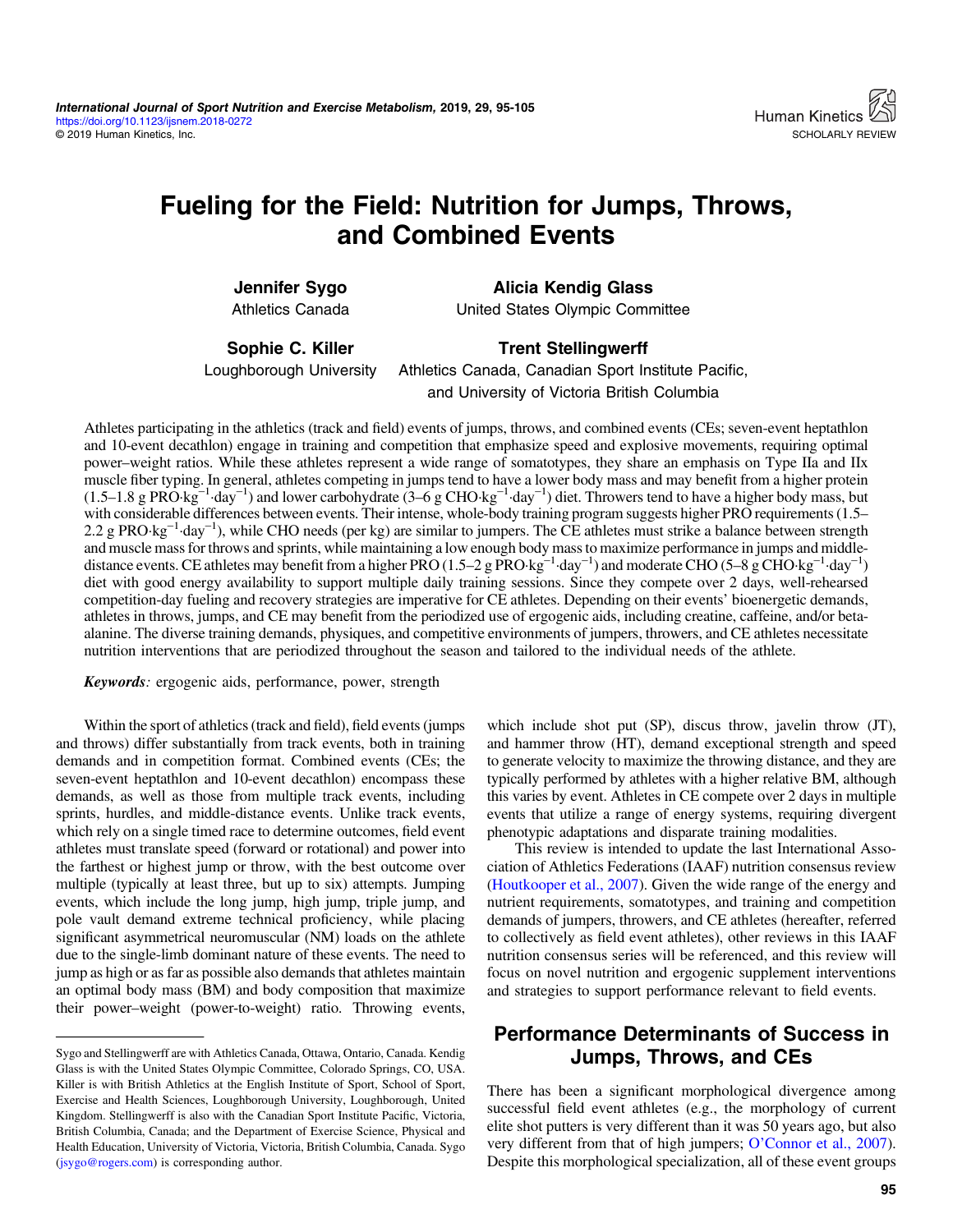# Fueling for the Field: Nutrition for Jumps, Throws, and Combined Events

**Jennifer Sygo**
Athletics Canada

**Alicia Kendig Glass**
United States Olympic Committee

**Sophie C. Killer**
Loughborough University

**Trent Stellingwerff**
Athletics Canada, Canadian Sport Institute Pacific, and University of Victoria British Columbia

Athletes participating in the athletics (track and field) events of jumps, throws, and combined events (CEs; seven-event heptathlon and 10-event decathlon) engage in training and competition that emphasize speed and explosive movements, requiring optimal power–weight ratios. While these athletes represent a wide range of somatotypes, they share an emphasis on Type IIa and IIx muscle fiber typing. In general, athletes competing in jumps tend to have a lower body mass and may benefit from a higher protein (1.5–1.8 g $PRO{\cdot}kg^{-1}{\cdot}day^{-1}$) and lower carbohydrate (3–6 g $CHO{\cdot}kg^{-1}{\cdot}day^{-1}$) diet. Throwers tend to have a higher body mass, but with considerable differences between events. Their intense, whole-body training program suggests higher PRO requirements (1.5–2.2 g $PRO{\cdot}kg^{-1}{\cdot}day^{-1}$), while CHO needs (per kg) are similar to jumpers. The CE athletes must strike a balance between strength and muscle mass for throws and sprints, while maintaining a low enough body mass to maximize performance in jumps and middle-distance events. CE athletes may benefit from a higher PRO (1.5–2 g $PRO{\cdot}kg^{-1}{\cdot}day^{-1}$) and moderate CHO (5–8 g $CHO{\cdot}kg^{-1}{\cdot}day^{-1}$) diet with good energy availability to support multiple daily training sessions. Since they compete over 2 days, well-rehearsed competition-day fueling and recovery strategies are imperative for CE athletes. Depending on their events' bioenergetic demands, athletes in throws, jumps, and CE may benefit from the periodized use of ergogenic aids, including creatine, caffeine, and/or beta-alanine. The diverse training demands, physiques, and competitive environments of jumpers, throwers, and CE athletes necessitate nutrition interventions that are periodized throughout the season and tailored to the individual needs of the athlete.

***Keywords***: ergogenic aids, performance, power, strength

Within the sport of athletics (track and field), field events (jumps and throws) differ substantially from track events, both in training demands and in competition format. Combined events (CEs; the seven-event heptathlon and 10-event decathlon) encompass these demands, as well as those from multiple track events, including sprints, hurdles, and middle-distance events. Unlike track events, which rely on a single timed race to determine outcomes, field event athletes must translate speed (forward or rotational) and power into the farthest or highest jump or throw, with the best outcome over multiple (typically at least three, but up to six) attempts. Jumping events, which include the long jump, high jump, triple jump, and pole vault demand extreme technical proficiency, while placing significant asymmetrical neuromuscular (NM) loads on the athlete due to the single-limb dominant nature of these events. The need to jump as high or as far as possible also demands that athletes maintain an optimal body mass (BM) and body composition that maximize their power–weight (power-to-weight) ratio. Throwing events, which include shot put (SP), discus throw, javelin throw (JT), and hammer throw (HT), demand exceptional strength and speed to generate velocity to maximize the throwing distance, and they are typically performed by athletes with a higher relative BM, although this varies by event. Athletes in CE compete over 2 days in multiple events that utilize a range of energy systems, requiring divergent phenotypic adaptations and disparate training modalities.

This review is intended to update the last International Association of Athletics Federations (IAAF) nutrition consensus review (Houtkooper et al., 2007). Given the wide range of the energy and nutrient requirements, somatotypes, and training and competition demands of jumpers, throwers, and CE athletes (hereafter, referred to collectively as field event athletes), other reviews in this IAAF nutrition consensus series will be referenced, and this review will focus on novel nutrition and ergogenic supplement interventions and strategies to support performance relevant to field events.

## Performance Determinants of Success in Jumps, Throws, and CEs

There has been a significant morphological divergence among successful field event athletes (e.g., the morphology of current elite shot putters is very different than it was 50 years ago, but also very different from that of high jumpers; O'Connor et al., 2007). Despite this morphological specialization, all of these event groups

---

Sygo and Stellingwerff are with Athletics Canada, Ottawa, Ontario, Canada. Kendig Glass is with the United States Olympic Committee, Colorado Springs, CO, USA. Killer is with British Athletics at the English Institute of Sport, School of Sport, Exercise and Health Sciences, Loughborough University, Loughborough, United Kingdom. Stellingwerff is also with the Canadian Sport Institute Pacific, Victoria, British Columbia, Canada; and the Department of Exercise Science, Physical and Health Education, University of Victoria, Victoria, British Columbia, Canada. Sygo (jsygo@rogers.com) is corresponding author.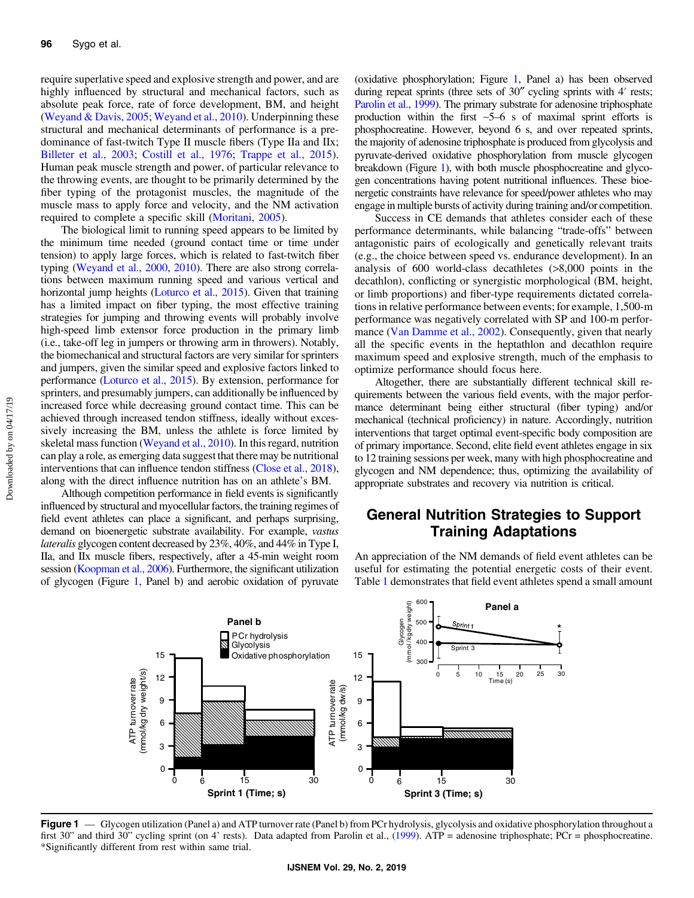require superlative speed and explosive strength and power, and are highly influenced by structural and mechanical factors, such as absolute peak force, rate of force development, BM, and height (Weyand & Davis, 2005; Weyand et al., 2010). Underpinning these structural and mechanical determinants of performance is a predominance of fast-twitch Type II muscle fibers (Type IIa and IIx; Billeter et al., 2003; Costill et al., 1976; Trappe et al., 2015). Human peak muscle strength and power, of particular relevance to the throwing events, are thought to be primarily determined by the fiber typing of the protagonist muscles, the magnitude of the muscle mass to apply force and velocity, and the NM activation required to complete a specific skill (Moritani, 2005).

The biological limit to running speed appears to be limited by the minimum time needed (ground contact time or time under tension) to apply large forces, which is related to fast-twitch fiber typing (Weyand et al., 2000, 2010). There are also strong correlations between maximum running speed and various vertical and horizontal jump heights (Loturco et al., 2015). Given that training has a limited impact on fiber typing, the most effective training strategies for jumping and throwing events will probably involve high-speed limb extensor force production in the primary limb (i.e., take-off leg in jumpers or throwing arm in throwers). Notably, the biomechanical and structural factors are very similar for sprinters and jumpers, given the similar speed and explosive factors linked to performance (Loturco et al., 2015). By extension, performance for sprinters, and presumably jumpers, can additionally be influenced by increased force while decreasing ground contact time. This can be achieved through increased tendon stiffness, ideally without excessively increasing the BM, unless the athlete is force limited by skeletal mass function (Weyand et al., 2010). In this regard, nutrition can play a role, as emerging data suggest that there may be nutritional interventions that can influence tendon stiffness (Close et al., 2018), along with the direct influence nutrition has on an athlete's BM.

Although competition performance in field events is significantly influenced by structural and myocellular factors, the training regimes of field event athletes can place a significant, and perhaps surprising, demand on bioenergetic substrate availability. For example, *vastus lateralis* glycogen content decreased by 23%, 40%, and 44% in Type I, IIa, and IIx muscle fibers, respectively, after a 45-min weight room session (Koopman et al., 2006). Furthermore, the significant utilization of glycogen (Figure 1, Panel b) and aerobic oxidation of pyruvate (oxidative phosphorylation; Figure 1, Panel a) has been observed during repeat sprints (three sets of 30″ cycling sprints with 4′ rests; Parolin et al., 1999). The primary substrate for adenosine triphosphate production within the first ~5–6 s of maximal sprint efforts is phosphocreatine. However, beyond 6 s, and over repeated sprints, the majority of adenosine triphosphate is produced from glycolysis and pyruvate-derived oxidative phosphorylation from muscle glycogen breakdown (Figure 1), with both muscle phosphocreatine and glycogen concentrations having potent nutritional influences. These bioenergetic constraints have relevance for speed/power athletes who may engage in multiple bursts of activity during training and/or competition.

Success in CE demands that athletes consider each of these performance determinants, while balancing "trade-offs" between antagonistic pairs of ecologically and genetically relevant traits (e.g., the choice between speed vs. endurance development). In an analysis of 600 world-class decathletes (>8,000 points in the decathlon), conflicting or synergistic morphological (BM, height, or limb proportions) and fiber-type requirements dictated correlations in relative performance between events; for example, 1,500-m performance was negatively correlated with SP and 100-m performance (Van Damme et al., 2002). Consequently, given that nearly all the specific events in the heptathlon and decathlon require maximum speed and explosive strength, much of the emphasis to optimize performance should focus here.

Altogether, there are substantially different technical skill requirements between the various field events, with the major performance determinant being either structural (fiber typing) and/or mechanical (technical proficiency) in nature. Accordingly, nutrition interventions that target optimal event-specific body composition are of primary importance. Second, elite field event athletes engage in six to 12 training sessions per week, many with high phosphocreatine and glycogen and NM dependence; thus, optimizing the availability of appropriate substrates and recovery via nutrition is critical.

## General Nutrition Strategies to Support Training Adaptations

An appreciation of the NM demands of field event athletes can be useful for estimating the potential energetic costs of their event. Table 1 demonstrates that field event athletes spend a small amount

**Figure 1** — Glycogen utilization (Panel a) and ATP turnover rate (Panel b) from PCr hydrolysis, glycolysis and oxidative phosphorylation throughout a first 30" and third 30" cycling sprint (on 4' rests). Data adapted from Parolin et al., (1999). ATP = adenosine triphosphate; PCr = phosphocreatine. *Significantly different from rest within same trial.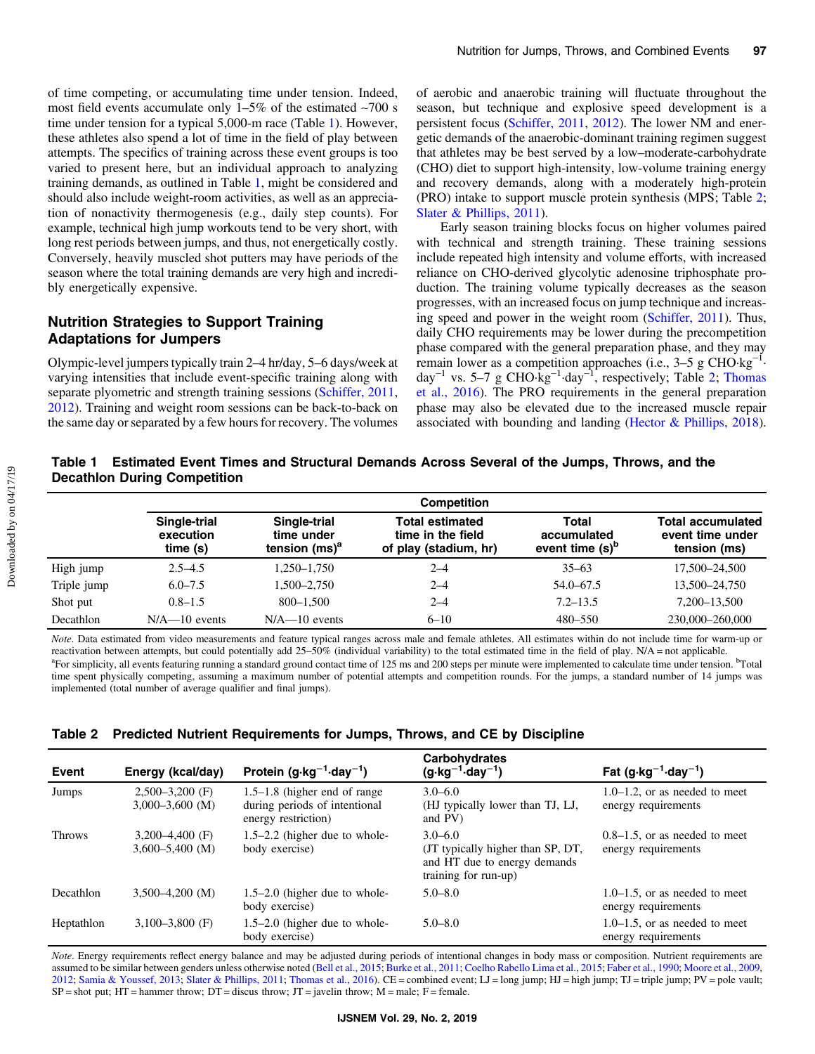of time competing, or accumulating time under tension. Indeed, most field events accumulate only 1–5% of the estimated ~700 s time under tension for a typical 5,000-m race (Table 1). However, these athletes also spend a lot of time in the field of play between attempts. The specifics of training across these event groups is too varied to present here, but an individual approach to analyzing training demands, as outlined in Table 1, might be considered and should also include weight-room activities, as well as an appreciation of nonactivity thermogenesis (e.g., daily step counts). For example, technical high jump workouts tend to be very short, with long rest periods between jumps, and thus, not energetically costly. Conversely, heavily muscled shot putters may have periods of the season where the total training demands are very high and incredibly energetically expensive.

## Nutrition Strategies to Support Training Adaptations for Jumpers

Olympic-level jumpers typically train 2–4 hr/day, 5–6 days/week at varying intensities that include event-specific training along with separate plyometric and strength training sessions (Schiffer, 2011, 2012). Training and weight room sessions can be back-to-back on the same day or separated by a few hours for recovery. The volumes of aerobic and anaerobic training will fluctuate throughout the season, but technique and explosive speed development is a persistent focus (Schiffer, 2011, 2012). The lower NM and energetic demands of the anaerobic-dominant training regimen suggest that athletes may be best served by a low–moderate-carbohydrate (CHO) diet to support high-intensity, low-volume training energy and recovery demands, along with a moderately high-protein (PRO) intake to support muscle protein synthesis (MPS; Table 2; Slater & Phillips, 2011).

Early season training blocks focus on higher volumes paired with technical and strength training. These training sessions include repeated high intensity and volume efforts, with increased reliance on CHO-derived glycolytic adenosine triphosphate production. The training volume typically decreases as the season progresses, with an increased focus on jump technique and increasing speed and power in the weight room (Schiffer, 2011). Thus, daily CHO requirements may be lower during the precompetition phase compared with the general preparation phase, and they may remain lower as a competition approaches (i.e., 3–5 g CHO·kg$^{-1}$·day$^{-1}$ vs. 5–7 g CHO·kg$^{-1}$·day$^{-1}$, respectively; Table 2; Thomas et al., 2016). The PRO requirements in the general preparation phase may also be elevated due to the increased muscle repair associated with bounding and landing (Hector & Phillips, 2018).

**Table 1 Estimated Event Times and Structural Demands Across Several of the Jumps, Throws, and the Decathlon During Competition**

| | Competition | | | | |
|---|---|---|---|---|---|
| | Single-trial execution time (s) | Single-trial time under tension (ms)[a] | Total estimated time in the field of play (stadium, hr) | Total accumulated event time (s)[b] | Total accumulated event time under tension (ms) |
| High jump | 2.5–4.5 | 1,250–1,750 | 2–4 | 35–63 | 17,500–24,500 |
| Triple jump | 6.0–7.5 | 1,500–2,750 | 2–4 | 54.0–67.5 | 13,500–24,750 |
| Shot put | 0.8–1.5 | 800–1,500 | 2–4 | 7.2–13.5 | 7,200–13,500 |
| Decathlon | N/A—10 events | N/A—10 events | 6–10 | 480–550 | 230,000–260,000 |

*Note*. Data estimated from video measurements and feature typical ranges across male and female athletes. All estimates within do not include time for warm-up or reactivation between attempts, but could potentially add 25–50% (individual variability) to the total estimated time in the field of play. N/A = not applicable.
[a]For simplicity, all events featuring running a standard ground contact time of 125 ms and 200 steps per minute were implemented to calculate time under tension. [b]Total time spent physically competing, assuming a maximum number of potential attempts and competition rounds. For the jumps, a standard number of 14 jumps was implemented (total number of average qualifier and final jumps).

**Table 2 Predicted Nutrient Requirements for Jumps, Throws, and CE by Discipline**

| Event | Energy (kcal/day) | Protein (g·kg$^{-1}$·day$^{-1}$) | Carbohydrates (g·kg$^{-1}$·day$^{-1}$) | Fat (g·kg$^{-1}$·day$^{-1}$) |
|---|---|---|---|---|
| Jumps | 2,500–3,200 (F)<br>3,000–3,600 (M) | 1.5–1.8 (higher end of range during periods of intentional energy restriction) | 3.0–6.0<br>(HJ typically lower than TJ, LJ, and PV) | 1.0–1.2, or as needed to meet energy requirements |
| Throws | 3,200–4,400 (F)<br>3,600–5,400 (M) | 1.5–2.2 (higher due to whole-body exercise) | 3.0–6.0<br>(JT typically higher than SP, DT, and HT due to energy demands training for run-up) | 0.8–1.5, or as needed to meet energy requirements |
| Decathlon | 3,500–4,200 (M) | 1.5–2.0 (higher due to whole-body exercise) | 5.0–8.0 | 1.0–1.5, or as needed to meet energy requirements |
| Heptathlon | 3,100–3,800 (F) | 1.5–2.0 (higher due to whole-body exercise) | 5.0–8.0 | 1.0–1.5, or as needed to meet energy requirements |

*Note*. Energy requirements reflect energy balance and may be adjusted during periods of intentional changes in body mass or composition. Nutrient requirements are assumed to be similar between genders unless otherwise noted (Bell et al., 2015; Burke et al., 2011; Coelho Rabello Lima et al., 2015; Faber et al., 1990; Moore et al., 2009, 2012; Samia & Youssef, 2013; Slater & Phillips, 2011; Thomas et al., 2016). CE = combined event; LJ = long jump; HJ = high jump; TJ = triple jump; PV = pole vault; SP = shot put; HT = hammer throw; DT = discus throw; JT = javelin throw; M = male; F = female.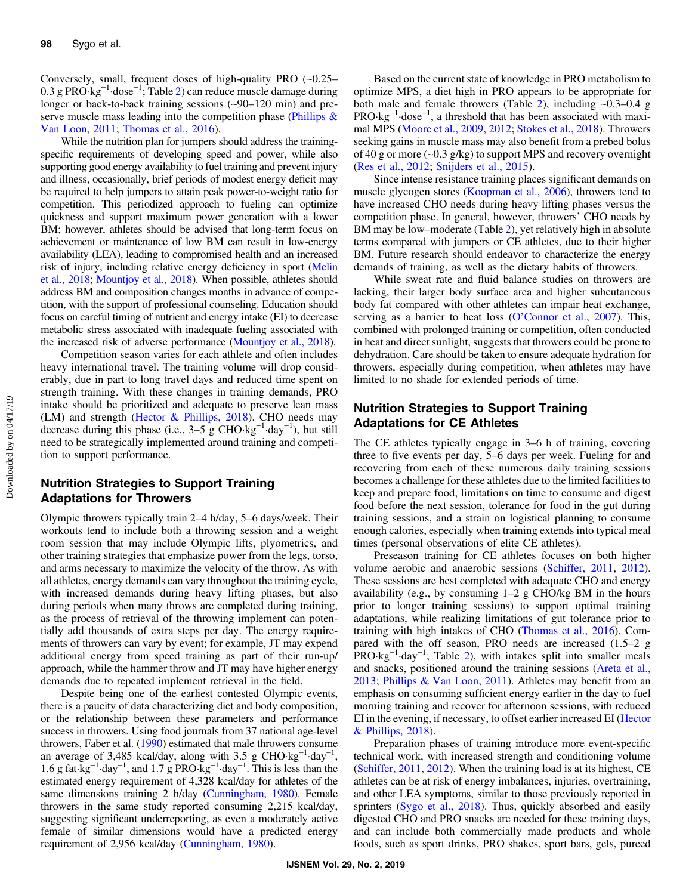Conversely, small, frequent doses of high-quality PRO (~0.25–0.3 g $PRO \cdot kg^{-1} \cdot dose^{-1}$; Table 2) can reduce muscle damage during longer or back-to-back training sessions (~90–120 min) and preserve muscle mass leading into the competition phase (Phillips & Van Loon, 2011; Thomas et al., 2016).

While the nutrition plan for jumpers should address the training-specific requirements of developing speed and power, while also supporting good energy availability to fuel training and prevent injury and illness, occasionally, brief periods of modest energy deficit may be required to help jumpers to attain peak power-to-weight ratio for competition. This periodized approach to fueling can optimize quickness and support maximum power generation with a lower BM; however, athletes should be advised that long-term focus on achievement or maintenance of low BM can result in low-energy availability (LEA), leading to compromised health and an increased risk of injury, including relative energy deficiency in sport (Melin et al., 2018; Mountjoy et al., 2018). When possible, athletes should address BM and composition changes months in advance of competition, with the support of professional counseling. Education should focus on careful timing of nutrient and energy intake (EI) to decrease metabolic stress associated with inadequate fueling associated with the increased risk of adverse performance (Mountjoy et al., 2018).

Competition season varies for each athlete and often includes heavy international travel. The training volume will drop considerably, due in part to long travel days and reduced time spent on strength training. With these changes in training demands, PRO intake should be prioritized and adequate to preserve lean mass (LM) and strength (Hector & Phillips, 2018). CHO needs may decrease during this phase (i.e., 3–5 g $CHO \cdot kg^{-1} \cdot day^{-1}$), but still need to be strategically implemented around training and competition to support performance.

## Nutrition Strategies to Support Training Adaptations for Throwers

Olympic throwers typically train 2–4 h/day, 5–6 days/week. Their workouts tend to include both a throwing session and a weight room session that may include Olympic lifts, plyometrics, and other training strategies that emphasize power from the legs, torso, and arms necessary to maximize the velocity of the throw. As with all athletes, energy demands can vary throughout the training cycle, with increased demands during heavy lifting phases, but also during periods when many throws are completed during training, as the process of retrieval of the throwing implement can potentially add thousands of extra steps per day. The energy requirements of throwers can vary by event; for example, JT may expend additional energy from speed training as part of their run-up/approach, while the hammer throw and JT may have higher energy demands due to repeated implement retrieval in the field.

Despite being one of the earliest contested Olympic events, there is a paucity of data characterizing diet and body composition, or the relationship between these parameters and performance success in throwers. Using food journals from 37 national age-level throwers, Faber et al. (1990) estimated that male throwers consume an average of 3,485 kcal/day, along with 3.5 g $CHO \cdot kg^{-1} \cdot day^{-1}$, 1.6 g $fat \cdot kg^{-1} \cdot day^{-1}$, and 1.7 g $PRO \cdot kg^{-1} \cdot day^{-1}$. This is less than the estimated energy requirement of 4,328 kcal/day for athletes of the same dimensions training 2 h/day (Cunningham, 1980). Female throwers in the same study reported consuming 2,215 kcal/day, suggesting significant underreporting, as even a moderately active female of similar dimensions would have a predicted energy requirement of 2,956 kcal/day (Cunningham, 1980).

Based on the current state of knowledge in PRO metabolism to optimize MPS, a diet high in PRO appears to be appropriate for both male and female throwers (Table 2), including ~0.3–0.4 g $PRO \cdot kg^{-1} \cdot dose^{-1}$, a threshold that has been associated with maximal MPS (Moore et al., 2009, 2012; Stokes et al., 2018). Throwers seeking gains in muscle mass may also benefit from a prebed bolus of 40 g or more (~0.3 g/kg) to support MPS and recovery overnight (Res et al., 2012; Snijders et al., 2015).

Since intense resistance training places significant demands on muscle glycogen stores (Koopman et al., 2006), throwers tend to have increased CHO needs during heavy lifting phases versus the competition phase. In general, however, throwers' CHO needs by BM may be low–moderate (Table 2), yet relatively high in absolute terms compared with jumpers or CE athletes, due to their higher BM. Future research should endeavor to characterize the energy demands of training, as well as the dietary habits of throwers.

While sweat rate and fluid balance studies on throwers are lacking, their larger body surface area and higher subcutaneous body fat compared with other athletes can impair heat exchange, serving as a barrier to heat loss (O'Connor et al., 2007). This, combined with prolonged training or competition, often conducted in heat and direct sunlight, suggests that throwers could be prone to dehydration. Care should be taken to ensure adequate hydration for throwers, especially during competition, when athletes may have limited to no shade for extended periods of time.

## Nutrition Strategies to Support Training Adaptations for CE Athletes

The CE athletes typically engage in 3–6 h of training, covering three to five events per day, 5–6 days per week. Fueling for and recovering from each of these numerous daily training sessions becomes a challenge for these athletes due to the limited facilities to keep and prepare food, limitations on time to consume and digest food before the next session, tolerance for food in the gut during training sessions, and a strain on logistical planning to consume enough calories, especially when training extends into typical meal times (personal observations of elite CE athletes).

Preseason training for CE athletes focuses on both higher volume aerobic and anaerobic sessions (Schiffer, 2011, 2012). These sessions are best completed with adequate CHO and energy availability (e.g., by consuming 1–2 g CHO/kg BM in the hours prior to longer training sessions) to support optimal training adaptations, while realizing limitations of gut tolerance prior to training with high intakes of CHO (Thomas et al., 2016). Compared with the off season, PRO needs are increased (1.5–2 g $PRO \cdot kg^{-1} \cdot day^{-1}$; Table 2), with intakes split into smaller meals and snacks, positioned around the training sessions (Areta et al., 2013; Phillips & Van Loon, 2011). Athletes may benefit from an emphasis on consuming sufficient energy earlier in the day to fuel morning training and recover for afternoon sessions, with reduced EI in the evening, if necessary, to offset earlier increased EI (Hector & Phillips, 2018).

Preparation phases of training introduce more event-specific technical work, with increased strength and conditioning volume (Schiffer, 2011, 2012). When the training load is at its highest, CE athletes can be at risk of energy imbalances, injuries, overtraining, and other LEA symptoms, similar to those previously reported in sprinters (Sygo et al., 2018). Thus, quickly absorbed and easily digested CHO and PRO snacks are needed for these training days, and can include both commercially made products and whole foods, such as sport drinks, PRO shakes, sport bars, gels, pureed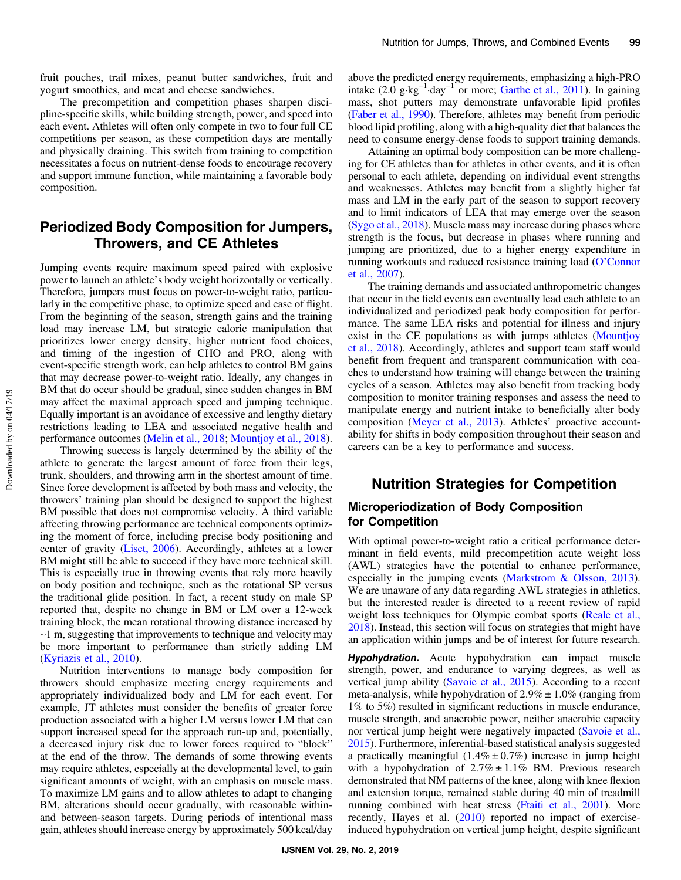fruit pouches, trail mixes, peanut butter sandwiches, fruit and yogurt smoothies, and meat and cheese sandwiches.

The precompetition and competition phases sharpen discipline-specific skills, while building strength, power, and speed into each event. Athletes will often only compete in two to four full CE competitions per season, as these competition days are mentally and physically draining. This switch from training to competition necessitates a focus on nutrient-dense foods to encourage recovery and support immune function, while maintaining a favorable body composition.

## Periodized Body Composition for Jumpers, Throwers, and CE Athletes

Jumping events require maximum speed paired with explosive power to launch an athlete's body weight horizontally or vertically. Therefore, jumpers must focus on power-to-weight ratio, particularly in the competitive phase, to optimize speed and ease of flight. From the beginning of the season, strength gains and the training load may increase LM, but strategic caloric manipulation that prioritizes lower energy density, higher nutrient food choices, and timing of the ingestion of CHO and PRO, along with event-specific strength work, can help athletes to control BM gains that may decrease power-to-weight ratio. Ideally, any changes in BM that do occur should be gradual, since sudden changes in BM may affect the maximal approach speed and jumping technique. Equally important is an avoidance of excessive and lengthy dietary restrictions leading to LEA and associated negative health and performance outcomes (Melin et al., 2018; Mountjoy et al., 2018).

Throwing success is largely determined by the ability of the athlete to generate the largest amount of force from their legs, trunk, shoulders, and throwing arm in the shortest amount of time. Since force development is affected by both mass and velocity, the throwers' training plan should be designed to support the highest BM possible that does not compromise velocity. A third variable affecting throwing performance are technical components optimizing the moment of force, including precise body positioning and center of gravity (Liset, 2006). Accordingly, athletes at a lower BM might still be able to succeed if they have more technical skill. This is especially true in throwing events that rely more heavily on body position and technique, such as the rotational SP versus the traditional glide position. In fact, a recent study on male SP reported that, despite no change in BM or LM over a 12-week training block, the mean rotational throwing distance increased by ~1 m, suggesting that improvements to technique and velocity may be more important to performance than strictly adding LM (Kyriazis et al., 2010).

Nutrition interventions to manage body composition for throwers should emphasize meeting energy requirements and appropriately individualized body and LM for each event. For example, JT athletes must consider the benefits of greater force production associated with a higher LM versus lower LM that can support increased speed for the approach run-up and, potentially, a decreased injury risk due to lower forces required to "block" at the end of the throw. The demands of some throwing events may require athletes, especially at the developmental level, to gain significant amounts of weight, with an emphasis on muscle mass. To maximize LM gains and to allow athletes to adapt to changing BM, alterations should occur gradually, with reasonable within- and between-season targets. During periods of intentional mass gain, athletes should increase energy by approximately 500 kcal/day above the predicted energy requirements, emphasizing a high-PRO intake (2.0 $g \cdot kg^{-1} \cdot day^{-1}$ or more; Garthe et al., 2011). In gaining mass, shot putters may demonstrate unfavorable lipid profiles (Faber et al., 1990). Therefore, athletes may benefit from periodic blood lipid profiling, along with a high-quality diet that balances the need to consume energy-dense foods to support training demands.

Attaining an optimal body composition can be more challenging for CE athletes than for athletes in other events, and it is often personal to each athlete, depending on individual event strengths and weaknesses. Athletes may benefit from a slightly higher fat mass and LM in the early part of the season to support recovery and to limit indicators of LEA that may emerge over the season (Sygo et al., 2018). Muscle mass may increase during phases where strength is the focus, but decrease in phases where running and jumping are prioritized, due to a higher energy expenditure in running workouts and reduced resistance training load (O'Connor et al., 2007).

The training demands and associated anthropometric changes that occur in the field events can eventually lead each athlete to an individualized and periodized peak body composition for performance. The same LEA risks and potential for illness and injury exist in the CE populations as with jumps athletes (Mountjoy et al., 2018). Accordingly, athletes and support team staff would benefit from frequent and transparent communication with coaches to understand how training will change between the training cycles of a season. Athletes may also benefit from tracking body composition to monitor training responses and assess the need to manipulate energy and nutrient intake to beneficially alter body composition (Meyer et al., 2013). Athletes' proactive accountability for shifts in body composition throughout their season and careers can be a key to performance and success.

## Nutrition Strategies for Competition

### Microperiodization of Body Composition for Competition

With optimal power-to-weight ratio a critical performance determinant in field events, mild precompetition acute weight loss (AWL) strategies have the potential to enhance performance, especially in the jumping events (Markstrom & Olsson, 2013). We are unaware of any data regarding AWL strategies in athletics, but the interested reader is directed to a recent review of rapid weight loss techniques for Olympic combat sports (Reale et al., 2018). Instead, this section will focus on strategies that might have an application within jumps and be of interest for future research.

***Hypohydration.*** Acute hypohydration can impact muscle strength, power, and endurance to varying degrees, as well as vertical jump ability (Savoie et al., 2015). According to a recent meta-analysis, while hypohydration of 2.9% ± 1.0% (ranging from 1% to 5%) resulted in significant reductions in muscle endurance, muscle strength, and anaerobic power, neither anaerobic capacity nor vertical jump height were negatively impacted (Savoie et al., 2015). Furthermore, inferential-based statistical analysis suggested a practically meaningful (1.4% ± 0.7%) increase in jump height with a hypohydration of 2.7% ± 1.1% BM. Previous research demonstrated that NM patterns of the knee, along with knee flexion and extension torque, remained stable during 40 min of treadmill running combined with heat stress (Ftaiti et al., 2001). More recently, Hayes et al. (2010) reported no impact of exercise-induced hypohydration on vertical jump height, despite significant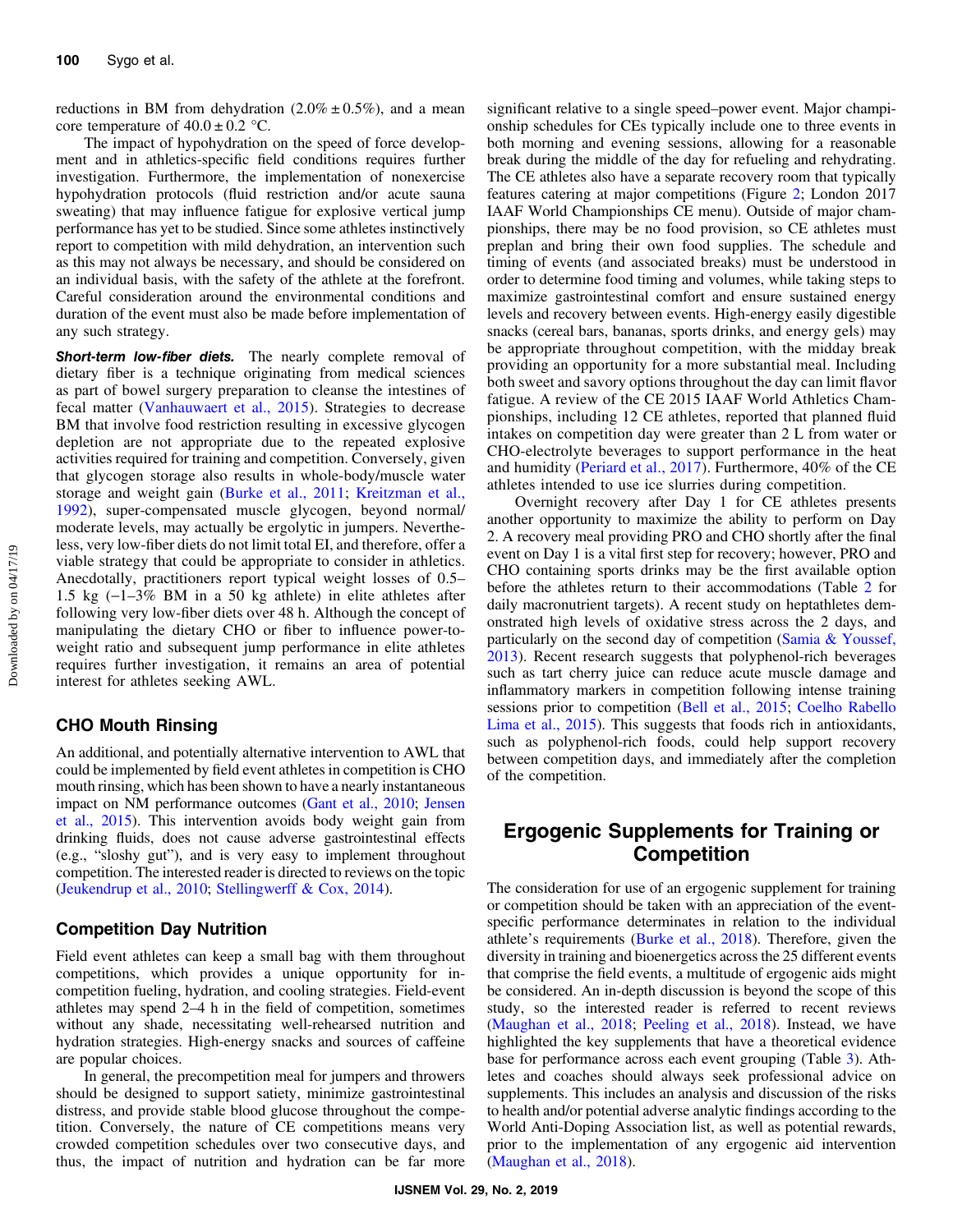reductions in BM from dehydration (2.0% ± 0.5%), and a mean core temperature of 40.0 ± 0.2 °C.

The impact of hypohydration on the speed of force development and in athletics-specific field conditions requires further investigation. Furthermore, the implementation of nonexercise hypohydration protocols (fluid restriction and/or acute sauna sweating) that may influence fatigue for explosive vertical jump performance has yet to be studied. Since some athletes instinctively report to competition with mild dehydration, an intervention such as this may not always be necessary, and should be considered on an individual basis, with the safety of the athlete at the forefront. Careful consideration around the environmental conditions and duration of the event must also be made before implementation of any such strategy.

***Short-term low-fiber diets.*** The nearly complete removal of dietary fiber is a technique originating from medical sciences as part of bowel surgery preparation to cleanse the intestines of fecal matter (Vanhauwaert et al., 2015). Strategies to decrease BM that involve food restriction resulting in excessive glycogen depletion are not appropriate due to the repeated explosive activities required for training and competition. Conversely, given that glycogen storage also results in whole-body/muscle water storage and weight gain (Burke et al., 2011; Kreitzman et al., 1992), super-compensated muscle glycogen, beyond normal/moderate levels, may actually be ergolytic in jumpers. Nevertheless, very low-fiber diets do not limit total EI, and therefore, offer a viable strategy that could be appropriate to consider in athletics. Anecdotally, practitioners report typical weight losses of 0.5–1.5 kg (−1–3% BM in a 50 kg athlete) in elite athletes after following very low-fiber diets over 48 h. Although the concept of manipulating the dietary CHO or fiber to influence power-to-weight ratio and subsequent jump performance in elite athletes requires further investigation, it remains an area of potential interest for athletes seeking AWL.

## CHO Mouth Rinsing

An additional, and potentially alternative intervention to AWL that could be implemented by field event athletes in competition is CHO mouth rinsing, which has been shown to have a nearly instantaneous impact on NM performance outcomes (Gant et al., 2010; Jensen et al., 2015). This intervention avoids body weight gain from drinking fluids, does not cause adverse gastrointestinal effects (e.g., "sloshy gut"), and is very easy to implement throughout competition. The interested reader is directed to reviews on the topic (Jeukendrup et al., 2010; Stellingwerff & Cox, 2014).

## Competition Day Nutrition

Field event athletes can keep a small bag with them throughout competitions, which provides a unique opportunity for in-competition fueling, hydration, and cooling strategies. Field-event athletes may spend 2–4 h in the field of competition, sometimes without any shade, necessitating well-rehearsed nutrition and hydration strategies. High-energy snacks and sources of caffeine are popular choices.

In general, the precompetition meal for jumpers and throwers should be designed to support satiety, minimize gastrointestinal distress, and provide stable blood glucose throughout the competition. Conversely, the nature of CE competitions means very crowded competition schedules over two consecutive days, and thus, the impact of nutrition and hydration can be far more significant relative to a single speed–power event. Major championship schedules for CEs typically include one to three events in both morning and evening sessions, allowing for a reasonable break during the middle of the day for refueling and rehydrating. The CE athletes also have a separate recovery room that typically features catering at major competitions (Figure 2; London 2017 IAAF World Championships CE menu). Outside of major championships, there may be no food provision, so CE athletes must preplan and bring their own food supplies. The schedule and timing of events (and associated breaks) must be understood in order to determine food timing and volumes, while taking steps to maximize gastrointestinal comfort and ensure sustained energy levels and recovery between events. High-energy easily digestible snacks (cereal bars, bananas, sports drinks, and energy gels) may be appropriate throughout competition, with the midday break providing an opportunity for a more substantial meal. Including both sweet and savory options throughout the day can limit flavor fatigue. A review of the CE 2015 IAAF World Athletics Championships, including 12 CE athletes, reported that planned fluid intakes on competition day were greater than 2 L from water or CHO-electrolyte beverages to support performance in the heat and humidity (Periard et al., 2017). Furthermore, 40% of the CE athletes intended to use ice slurries during competition.

Overnight recovery after Day 1 for CE athletes presents another opportunity to maximize the ability to perform on Day 2. A recovery meal providing PRO and CHO shortly after the final event on Day 1 is a vital first step for recovery; however, PRO and CHO containing sports drinks may be the first available option before the athletes return to their accommodations (Table 2 for daily macronutrient targets). A recent study on heptathletes demonstrated high levels of oxidative stress across the 2 days, and particularly on the second day of competition (Samia & Youssef, 2013). Recent research suggests that polyphenol-rich beverages such as tart cherry juice can reduce acute muscle damage and inflammatory markers in competition following intense training sessions prior to competition (Bell et al., 2015; Coelho Rabello Lima et al., 2015). This suggests that foods rich in antioxidants, such as polyphenol-rich foods, could help support recovery between competition days, and immediately after the completion of the competition.

# Ergogenic Supplements for Training or Competition

The consideration for use of an ergogenic supplement for training or competition should be taken with an appreciation of the event-specific performance determinates in relation to the individual athlete's requirements (Burke et al., 2018). Therefore, given the diversity in training and bioenergetics across the 25 different events that comprise the field events, a multitude of ergogenic aids might be considered. An in-depth discussion is beyond the scope of this study, so the interested reader is referred to recent reviews (Maughan et al., 2018; Peeling et al., 2018). Instead, we have highlighted the key supplements that have a theoretical evidence base for performance across each event grouping (Table 3). Athletes and coaches should always seek professional advice on supplements. This includes an analysis and discussion of the risks to health and/or potential adverse analytic findings according to the World Anti-Doping Association list, as well as potential rewards, prior to the implementation of any ergogenic aid intervention (Maughan et al., 2018).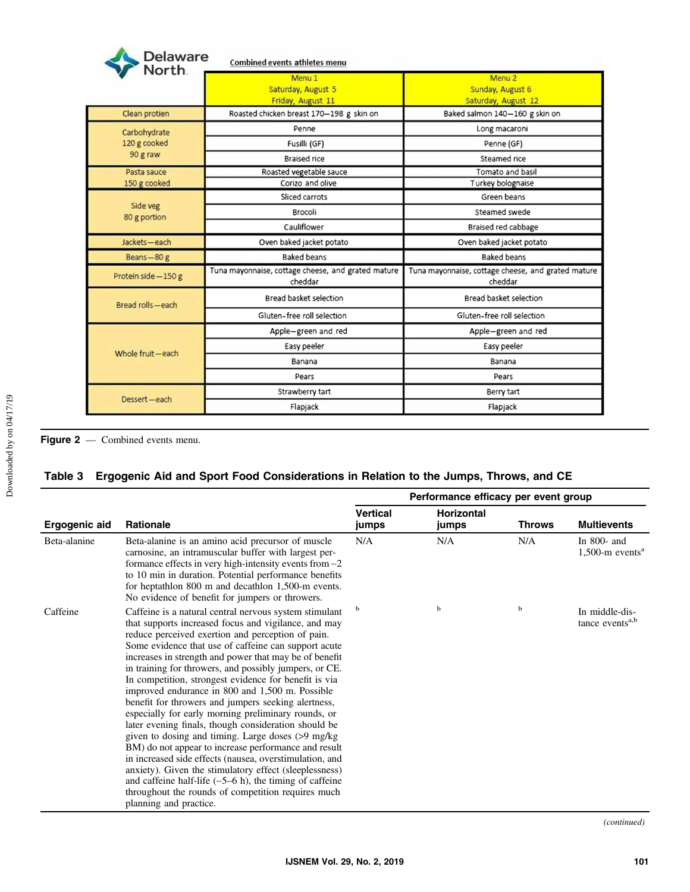| Delaware North | Combined events athletes menu | |
|---|---|---|
| | Menu 1 Saturday, August 5 Friday, August 11 | Menu 2 Sunday, August 6 Saturday, August 12 |
| Clean protien | Roasted chicken breast 170–198 g skin on | Baked salmon 140–160 g skin on |
| Carbohydrate 120 g cooked 90 g raw | Penne | Long macaroni |
| | Fusilli (GF) | Penne (GF) |
| | Braised rice | Steamed rice |
| Pasta sauce 150 g cooked | Roasted vegetable sauce | Tomato and basil |
| | Corizo and olive | Turkey bolognaise |
| Side veg 80 g portion | Sliced carrots | Green beans |
| | Brocoli | Steamed swede |
| | Cauliflower | Braised red cabbage |
| Jackets—each | Oven baked jacket potato | Oven baked jacket potato |
| Beans—80 g | Baked beans | Baked beans |
| Protein side—150 g | Tuna mayonnaise, cottage cheese, and grated mature cheddar | Tuna mayonnaise, cottage cheese, and grated mature cheddar |
| Bread rolls—each | Bread basket selection | Bread basket selection |
| | Gluten-free roll selection | Gluten-free roll selection |
| Whole fruit—each | Apple—green and red | Apple—green and red |
| | Easy peeler | Easy peeler |
| | Banana | Banana |
| | Pears | Pears |
| Dessert—each | Strawberry tart | Berry tart |
| | Flapjack | Flapjack |

**Figure 2** — Combined events menu.

**Table 3 Ergogenic Aid and Sport Food Considerations in Relation to the Jumps, Throws, and CE**

| | | Performance efficacy per event group | | | |
|---|---|---|---|---|---|
| **Ergogenic aid** | **Rationale** | **Vertical jumps** | **Horizontal jumps** | **Throws** | **Multievents** |
| Beta-alanine | Beta-alanine is an amino acid precursor of muscle carnosine, an intramuscular buffer with largest performance effects in very high-intensity events from ∼2 to 10 min in duration. Potential performance benefits for heptathlon 800 m and decathlon 1,500-m events. No evidence of benefit for jumpers or throwers. | N/A | N/A | N/A | In 800- and 1,500-m events[a] |
| Caffeine | Caffeine is a natural central nervous system stimulant that supports increased focus and vigilance, and may reduce perceived exertion and perception of pain. Some evidence that use of caffeine can support acute increases in strength and power that may be of benefit in training for throwers, and possibly jumpers, or CE. In competition, strongest evidence for benefit is via improved endurance in 800 and 1,500 m. Possible benefit for throwers and jumpers seeking alertness, especially for early morning preliminary rounds, or later evening finals, though consideration should be given to dosing and timing. Large doses (>9 mg/kg BM) do not appear to increase performance and result in increased side effects (nausea, overstimulation, and anxiety). Given the stimulatory effect (sleeplessness) and caffeine half-life (∼5–6 h), the timing of caffeine throughout the rounds of competition requires much planning and practice. | [b] | [b] | [b] | In middle-distance events[a,b] |

*(continued)*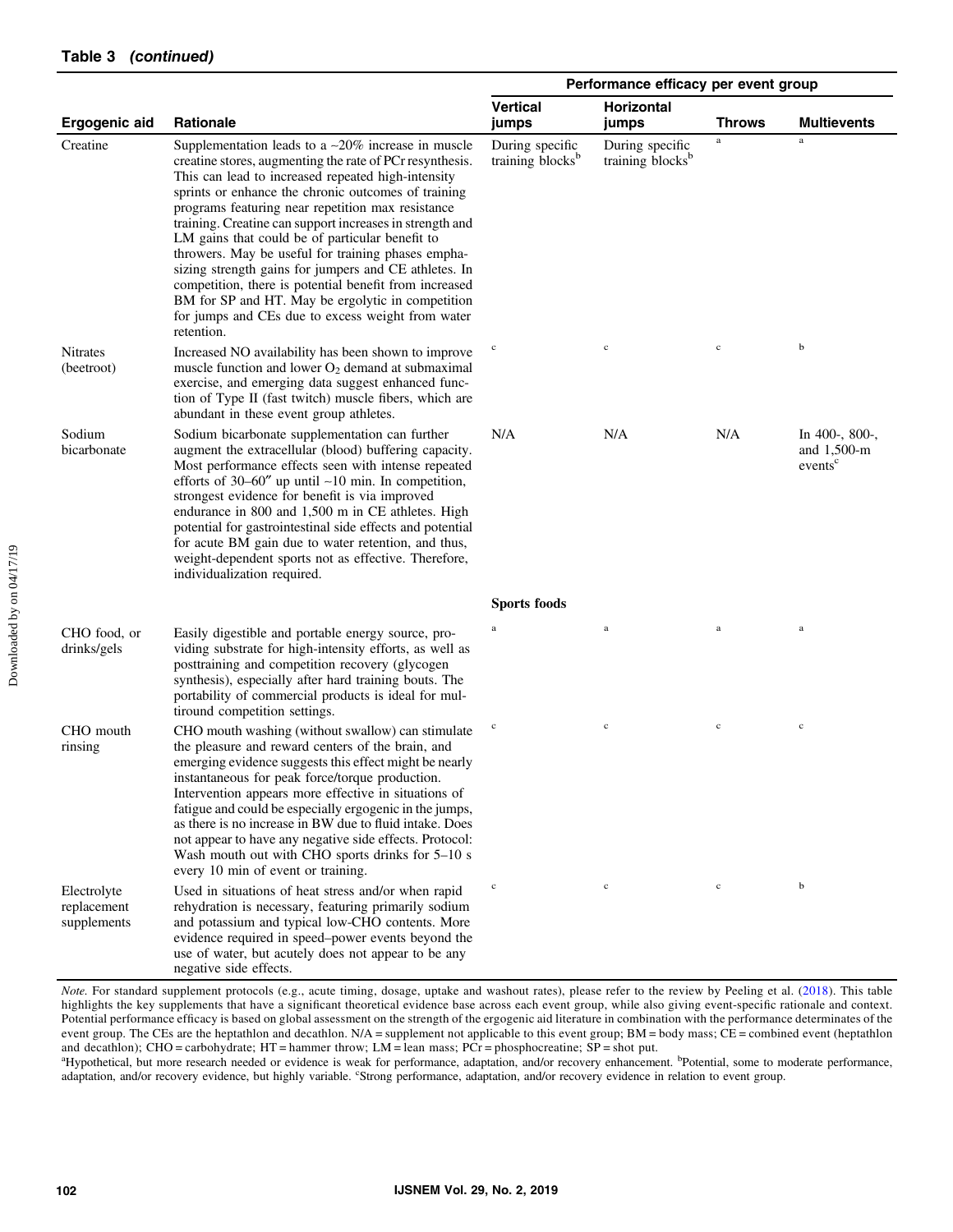**Table 3 (continued)**

| Ergogenic aid | Rationale | Performance efficacy per event group | | | |
|---|---|---|---|---|---|
| | | Vertical jumps | Horizontal jumps | Throws | Multievents |
| Creatine | Supplementation leads to a ~20% increase in muscle creatine stores, augmenting the rate of PCr resynthesis. This can lead to increased repeated high-intensity sprints or enhance the chronic outcomes of training programs featuring near repetition max resistance training. Creatine can support increases in strength and LM gains that could be of particular benefit to throwers. May be useful for training phases emphasizing strength gains for jumpers and CE athletes. In competition, there is potential benefit from increased BM for SP and HT. May be ergolytic in competition for jumps and CEs due to excess weight from water retention. | During specific training blocks[b] | During specific training blocks[b] | [a] | [a] |
| Nitrates (beetroot) | Increased NO availability has been shown to improve muscle function and lower $O_2$ demand at submaximal exercise, and emerging data suggest enhanced function of Type II (fast twitch) muscle fibers, which are abundant in these event group athletes. | [c] | [c] | [c] | [b] |
| Sodium bicarbonate | Sodium bicarbonate supplementation can further augment the extracellular (blood) buffering capacity. Most performance effects seen with intense repeated efforts of 30–60″ up until ~10 min. In competition, strongest evidence for benefit is via improved endurance in 800 and 1,500 m in CE athletes. High potential for gastrointestinal side effects and potential for acute BM gain due to water retention, and thus, weight-dependent sports not as effective. Therefore, individualization required. | N/A | N/A | N/A | In 400-, 800-, and 1,500-m events[c] |
| | | **Sports foods** | | | |
| CHO food, or drinks/gels | Easily digestible and portable energy source, providing substrate for high-intensity efforts, as well as posttraining and competition recovery (glycogen synthesis), especially after hard training bouts. The portability of commercial products is ideal for multiround competition settings. | [a] | [a] | [a] | [a] |
| CHO mouth rinsing | CHO mouth washing (without swallow) can stimulate the pleasure and reward centers of the brain, and emerging evidence suggests this effect might be nearly instantaneous for peak force/torque production. Intervention appears more effective in situations of fatigue and could be especially ergogenic in the jumps, as there is no increase in BW due to fluid intake. Does not appear to have any negative side effects. Protocol: Wash mouth out with CHO sports drinks for 5–10 s every 10 min of event or training. | [c] | [c] | [c] | [c] |
| Electrolyte replacement supplements | Used in situations of heat stress and/or when rapid rehydration is necessary, featuring primarily sodium and potassium and typical low-CHO contents. More evidence required in speed–power events beyond the use of water, but acutely does not appear to be any negative side effects. | [c] | [c] | [c] | [b] |

*Note.* For standard supplement protocols (e.g., acute timing, dosage, uptake and washout rates), please refer to the review by Peeling et al. (2018). This table highlights the key supplements that have a significant theoretical evidence base across each event group, while also giving event-specific rationale and context. Potential performance efficacy is based on global assessment on the strength of the ergogenic aid literature in combination with the performance determinates of the event group. The CEs are the heptathlon and decathlon. N/A = supplement not applicable to this event group; BM = body mass; CE = combined event (heptathlon and decathlon); CHO = carbohydrate; HT = hammer throw; LM = lean mass; PCr = phosphocreatine; SP = shot put.
[a]Hypothetical, but more research needed or evidence is weak for performance, adaptation, and/or recovery enhancement. [b]Potential, some to moderate performance, adaptation, and/or recovery evidence, but highly variable. [c]Strong performance, adaptation, and/or recovery evidence in relation to event group.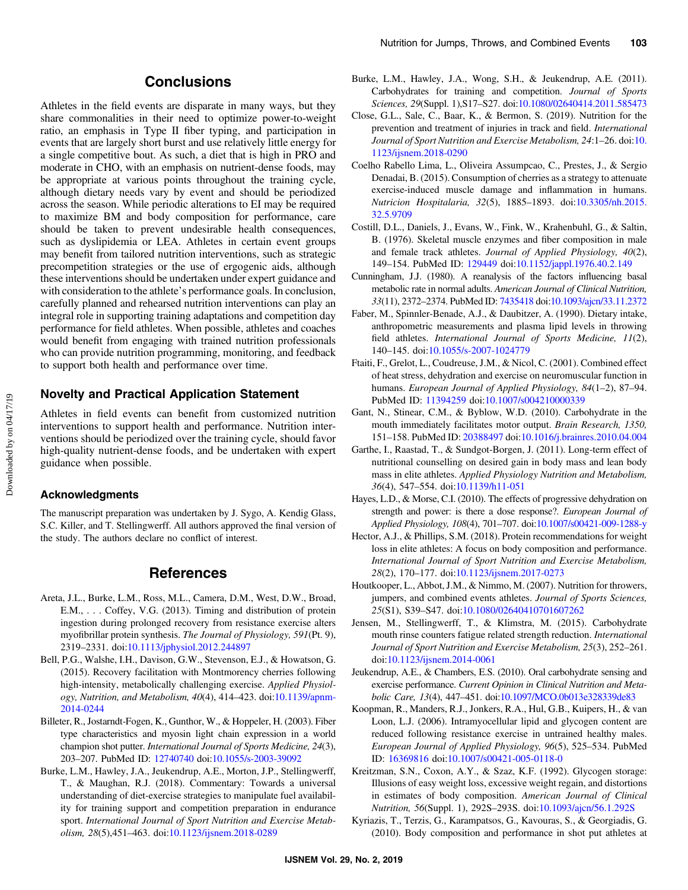## Conclusions

Athletes in the field events are disparate in many ways, but they share commonalities in their need to optimize power-to-weight ratio, an emphasis in Type II fiber typing, and participation in events that are largely short burst and use relatively little energy for a single competitive bout. As such, a diet that is high in PRO and moderate in CHO, with an emphasis on nutrient-dense foods, may be appropriate at various points throughout the training cycle, although dietary needs vary by event and should be periodized across the season. While periodic alterations to EI may be required to maximize BM and body composition for performance, care should be taken to prevent undesirable health consequences, such as dyslipidemia or LEA. Athletes in certain event groups may benefit from tailored nutrition interventions, such as strategic precompetition strategies or the use of ergogenic aids, although these interventions should be undertaken under expert guidance and with consideration to the athlete's performance goals. In conclusion, carefully planned and rehearsed nutrition interventions can play an integral role in supporting training adaptations and competition day performance for field athletes. When possible, athletes and coaches would benefit from engaging with trained nutrition professionals who can provide nutrition programming, monitoring, and feedback to support both health and performance over time.

### Novelty and Practical Application Statement

Athletes in field events can benefit from customized nutrition interventions to support health and performance. Nutrition interventions should be periodized over the training cycle, should favor high-quality nutrient-dense foods, and be undertaken with expert guidance when possible.

#### Acknowledgments

The manuscript preparation was undertaken by J. Sygo, A. Kendig Glass, S.C. Killer, and T. Stellingwerff. All authors approved the final version of the study. The authors declare no conflict of interest.

## References

Areta, J.L., Burke, L.M., Ross, M.L., Camera, D.M., West, D.W., Broad, E.M., . . . Coffey, V.G. (2013). Timing and distribution of protein ingestion during prolonged recovery from resistance exercise alters myofibrillar protein synthesis. *The Journal of Physiology, 591*(Pt. 9), 2319–2331. doi:10.1113/jphysiol.2012.244897

Bell, P.G., Walshe, I.H., Davison, G.W., Stevenson, E.J., & Howatson, G. (2015). Recovery facilitation with Montmorency cherries following high-intensity, metabolically challenging exercise. *Applied Physiology, Nutrition, and Metabolism, 40*(4), 414–423. doi:10.1139/apnm-2014-0244

Billeter, R., Jostarndt-Fogen, K., Gunthor, W., & Hoppeler, H. (2003). Fiber type characteristics and myosin light chain expression in a world champion shot putter. *International Journal of Sports Medicine, 24*(3), 203–207. PubMed ID: 12740740 doi:10.1055/s-2003-39092

Burke, L.M., Hawley, J.A., Jeukendrup, A.E., Morton, J.P., Stellingwerff, T., & Maughan, R.J. (2018). Commentary: Towards a universal understanding of diet-exercise strategies to manipulate fuel availability for training support and competition preparation in endurance sport. *International Journal of Sport Nutrition and Exercise Metabolism, 28*(5),451–463. doi:10.1123/ijsnem.2018-0289

Burke, L.M., Hawley, J.A., Wong, S.H., & Jeukendrup, A.E. (2011). Carbohydrates for training and competition. *Journal of Sports Sciences, 29*(Suppl. 1),S17–S27. doi:10.1080/02640414.2011.585473

Close, G.L., Sale, C., Baar, K., & Bermon, S. (2019). Nutrition for the prevention and treatment of injuries in track and field. *International Journal of Sport Nutrition and Exercise Metabolism, 24*:1–26. doi:10.1123/ijsnem.2018-0290

Coelho Rabello Lima, L., Oliveira Assumpcao, C., Prestes, J., & Sergio Denadai, B. (2015). Consumption of cherries as a strategy to attenuate exercise-induced muscle damage and inflammation in humans. *Nutricion Hospitalaria, 32*(5), 1885–1893. doi:10.3305/nh.2015.32.5.9709

Costill, D.L., Daniels, J., Evans, W., Fink, W., Krahenbuhl, G., & Saltin, B. (1976). Skeletal muscle enzymes and fiber composition in male and female track athletes. *Journal of Applied Physiology, 40*(2), 149–154. PubMed ID: 129449 doi:10.1152/jappl.1976.40.2.149

Cunningham, J.J. (1980). A reanalysis of the factors influencing basal metabolic rate in normal adults. *American Journal of Clinical Nutrition, 33*(11), 2372–2374. PubMed ID: 7435418 doi:10.1093/ajcn/33.11.2372

Faber, M., Spinnler-Benade, A.J., & Daubitzer, A. (1990). Dietary intake, anthropometric measurements and plasma lipid levels in throwing field athletes. *International Journal of Sports Medicine, 11*(2), 140–145. doi:10.1055/s-2007-1024779

Ftaiti, F., Grelot, L., Coudreuse, J.M., & Nicol, C. (2001). Combined effect of heat stress, dehydration and exercise on neuromuscular function in humans. *European Journal of Applied Physiology, 84*(1–2), 87–94. PubMed ID: 11394259 doi:10.1007/s004210000339

Gant, N., Stinear, C.M., & Byblow, W.D. (2010). Carbohydrate in the mouth immediately facilitates motor output. *Brain Research, 1350,* 151–158. PubMed ID: 20388497 doi:10.1016/j.brainres.2010.04.004

Garthe, I., Raastad, T., & Sundgot-Borgen, J. (2011). Long-term effect of nutritional counselling on desired gain in body mass and lean body mass in elite athletes. *Applied Physiology Nutrition and Metabolism, 36*(4), 547–554. doi:10.1139/h11-051

Hayes, L.D., & Morse, C.I. (2010). The effects of progressive dehydration on strength and power: is there a dose response?. *European Journal of Applied Physiology, 108*(4), 701–707. doi:10.1007/s00421-009-1288-y

Hector, A.J., & Phillips, S.M. (2018). Protein recommendations for weight loss in elite athletes: A focus on body composition and performance. *International Journal of Sport Nutrition and Exercise Metabolism, 28*(2), 170–177. doi:10.1123/ijsnem.2017-0273

Houtkooper, L., Abbot, J.M., & Nimmo, M. (2007). Nutrition for throwers, jumpers, and combined events athletes. *Journal of Sports Sciences, 25*(S1), S39–S47. doi:10.1080/02640410701607262

Jensen, M., Stellingwerff, T., & Klimstra, M. (2015). Carbohydrate mouth rinse counters fatigue related strength reduction. *International Journal of Sport Nutrition and Exercise Metabolism, 25*(3), 252–261. doi:10.1123/ijsnem.2014-0061

Jeukendrup, A.E., & Chambers, E.S. (2010). Oral carbohydrate sensing and exercise performance. *Current Opinion in Clinical Nutrition and Metabolic Care, 13*(4), 447–451. doi:10.1097/MCO.0b013e328339de83

Koopman, R., Manders, R.J., Jonkers, R.A., Hul, G.B., Kuipers, H., & van Loon, L.J. (2006). Intramyocellular lipid and glycogen content are reduced following resistance exercise in untrained healthy males. *European Journal of Applied Physiology, 96*(5), 525–534. PubMed ID: 16369816 doi:10.1007/s00421-005-0118-0

Kreitzman, S.N., Coxon, A.Y., & Szaz, K.F. (1992). Glycogen storage: Illusions of easy weight loss, excessive weight regain, and distortions in estimates of body composition. *American Journal of Clinical Nutrition, 56*(Suppl. 1), 292S–293S. doi:10.1093/ajcn/56.1.292S

Kyriazis, T., Terzis, G., Karampatsos, G., Kavouras, S., & Georgiadis, G. (2010). Body composition and performance in shot put athletes at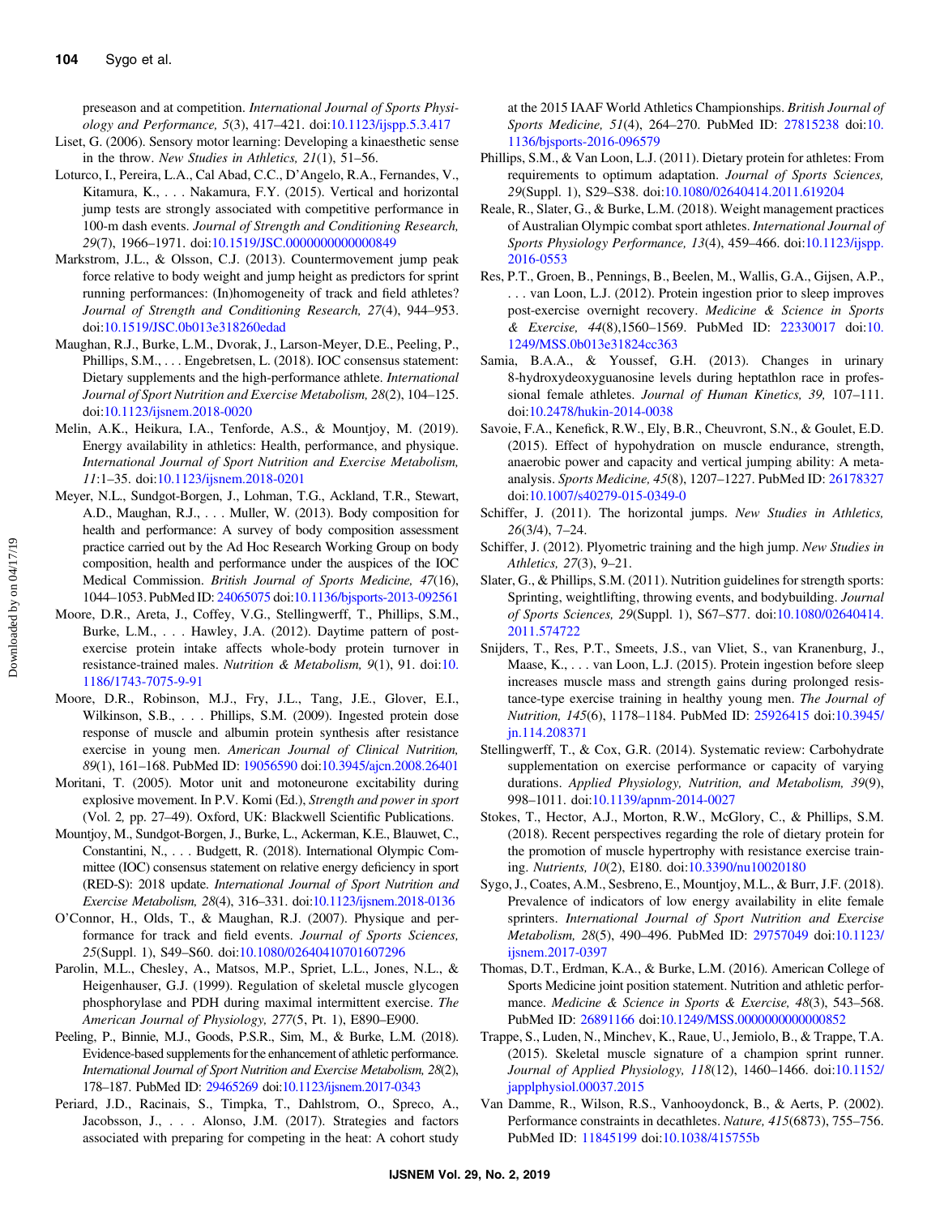preseason and at competition. *International Journal of Sports Physiology and Performance, 5*(3), 417–421. doi:10.1123/ijspp.5.3.417

Liset, G. (2006). Sensory motor learning: Developing a kinaesthetic sense in the throw. *New Studies in Athletics, 21*(1), 51–56.

Loturco, I., Pereira, L.A., Cal Abad, C.C., D'Angelo, R.A., Fernandes, V., Kitamura, K., . . . Nakamura, F.Y. (2015). Vertical and horizontal jump tests are strongly associated with competitive performance in 100-m dash events. *Journal of Strength and Conditioning Research, 29*(7), 1966–1971. doi:10.1519/JSC.0000000000000849

Markstrom, J.L., & Olsson, C.J. (2013). Countermovement jump peak force relative to body weight and jump height as predictors for sprint running performances: (In)homogeneity of track and field athletes? *Journal of Strength and Conditioning Research, 27*(4), 944–953. doi:10.1519/JSC.0b013e318260edad

Maughan, R.J., Burke, L.M., Dvorak, J., Larson-Meyer, D.E., Peeling, P., Phillips, S.M., . . . Engebretsen, L. (2018). IOC consensus statement: Dietary supplements and the high-performance athlete. *International Journal of Sport Nutrition and Exercise Metabolism, 28*(2), 104–125. doi:10.1123/ijsnem.2018-0020

Melin, A.K., Heikura, I.A., Tenforde, A.S., & Mountjoy, M. (2019). Energy availability in athletics: Health, performance, and physique. *International Journal of Sport Nutrition and Exercise Metabolism, 11*:1–35. doi:10.1123/ijsnem.2018-0201

Meyer, N.L., Sundgot-Borgen, J., Lohman, T.G., Ackland, T.R., Stewart, A.D., Maughan, R.J., . . . Muller, W. (2013). Body composition for health and performance: A survey of body composition assessment practice carried out by the Ad Hoc Research Working Group on body composition, health and performance under the auspices of the IOC Medical Commission. *British Journal of Sports Medicine, 47*(16), 1044–1053. PubMed ID: 24065075 doi:10.1136/bjsports-2013-092561

Moore, D.R., Areta, J., Coffey, V.G., Stellingwerff, T., Phillips, S.M., Burke, L.M., . . . Hawley, J.A. (2012). Daytime pattern of post-exercise protein intake affects whole-body protein turnover in resistance-trained males. *Nutrition & Metabolism, 9*(1), 91. doi:10.1186/1743-7075-9-91

Moore, D.R., Robinson, M.J., Fry, J.L., Tang, J.E., Glover, E.I., Wilkinson, S.B., . . . Phillips, S.M. (2009). Ingested protein dose response of muscle and albumin protein synthesis after resistance exercise in young men. *American Journal of Clinical Nutrition, 89*(1), 161–168. PubMed ID: 19056590 doi:10.3945/ajcn.2008.26401

Moritani, T. (2005). Motor unit and motoneurone excitability during explosive movement. In P.V. Komi (Ed.), *Strength and power in sport* (Vol. 2, pp. 27–49). Oxford, UK: Blackwell Scientific Publications.

Mountjoy, M., Sundgot-Borgen, J., Burke, L., Ackerman, K.E., Blauwet, C., Constantini, N., . . . Budgett, R. (2018). International Olympic Committee (IOC) consensus statement on relative energy deficiency in sport (RED-S): 2018 update. *International Journal of Sport Nutrition and Exercise Metabolism, 28*(4), 316–331. doi:10.1123/ijsnem.2018-0136

O'Connor, H., Olds, T., & Maughan, R.J. (2007). Physique and performance for track and field events. *Journal of Sports Sciences, 25*(Suppl. 1), S49–S60. doi:10.1080/02640410701607296

Parolin, M.L., Chesley, A., Matsos, M.P., Spriet, L.L., Jones, N.L., & Heigenhauser, G.J. (1999). Regulation of skeletal muscle glycogen phosphorylase and PDH during maximal intermittent exercise. *The American Journal of Physiology, 277*(5, Pt. 1), E890–E900.

Peeling, P., Binnie, M.J., Goods, P.S.R., Sim, M., & Burke, L.M. (2018). Evidence-based supplements for the enhancement of athletic performance. *International Journal of Sport Nutrition and Exercise Metabolism, 28*(2), 178–187. PubMed ID: 29465269 doi:10.1123/ijsnem.2017-0343

Periard, J.D., Racinais, S., Timpka, T., Dahlstrom, O., Spreco, A., Jacobsson, J., . . . Alonso, J.M. (2017). Strategies and factors associated with preparing for competing in the heat: A cohort study at the 2015 IAAF World Athletics Championships. *British Journal of Sports Medicine, 51*(4), 264–270. PubMed ID: 27815238 doi:10.1136/bjsports-2016-096579

Phillips, S.M., & Van Loon, L.J. (2011). Dietary protein for athletes: From requirements to optimum adaptation. *Journal of Sports Sciences, 29*(Suppl. 1), S29–S38. doi:10.1080/02640414.2011.619204

Reale, R., Slater, G., & Burke, L.M. (2018). Weight management practices of Australian Olympic combat sport athletes. *International Journal of Sports Physiology Performance, 13*(4), 459–466. doi:10.1123/ijspp.2016-0553

Res, P.T., Groen, B., Pennings, B., Beelen, M., Wallis, G.A., Gijsen, A.P., . . . van Loon, L.J. (2012). Protein ingestion prior to sleep improves post-exercise overnight recovery. *Medicine & Science in Sports & Exercise, 44*(8),1560–1569. PubMed ID: 22330017 doi:10.1249/MSS.0b013e31824cc363

Samia, B.A.A., & Youssef, G.H. (2013). Changes in urinary 8-hydroxydeoxyguanosine levels during heptathlon race in professional female athletes. *Journal of Human Kinetics, 39,* 107–111. doi:10.2478/hukin-2014-0038

Savoie, F.A., Kenefick, R.W., Ely, B.R., Cheuvront, S.N., & Goulet, E.D. (2015). Effect of hypohydration on muscle endurance, strength, anaerobic power and capacity and vertical jumping ability: A meta-analysis. *Sports Medicine, 45*(8), 1207–1227. PubMed ID: 26178327 doi:10.1007/s40279-015-0349-0

Schiffer, J. (2011). The horizontal jumps. *New Studies in Athletics, 26*(3/4), 7–24.

Schiffer, J. (2012). Plyometric training and the high jump. *New Studies in Athletics, 27*(3), 9–21.

Slater, G., & Phillips, S.M. (2011). Nutrition guidelines for strength sports: Sprinting, weightlifting, throwing events, and bodybuilding. *Journal of Sports Sciences, 29*(Suppl. 1), S67–S77. doi:10.1080/02640414.2011.574722

Snijders, T., Res, P.T., Smeets, J.S., van Vliet, S., van Kranenburg, J., Maase, K., . . . van Loon, L.J. (2015). Protein ingestion before sleep increases muscle mass and strength gains during prolonged resistance-type exercise training in healthy young men. *The Journal of Nutrition, 145*(6), 1178–1184. PubMed ID: 25926415 doi:10.3945/jn.114.208371

Stellingwerff, T., & Cox, G.R. (2014). Systematic review: Carbohydrate supplementation on exercise performance or capacity of varying durations. *Applied Physiology, Nutrition, and Metabolism, 39*(9), 998–1011. doi:10.1139/apnm-2014-0027

Stokes, T., Hector, A.J., Morton, R.W., McGlory, C., & Phillips, S.M. (2018). Recent perspectives regarding the role of dietary protein for the promotion of muscle hypertrophy with resistance exercise training. *Nutrients, 10*(2), E180. doi:10.3390/nu10020180

Sygo, J., Coates, A.M., Sesbreno, E., Mountjoy, M.L., & Burr, J.F. (2018). Prevalence of indicators of low energy availability in elite female sprinters. *International Journal of Sport Nutrition and Exercise Metabolism, 28*(5), 490–496. PubMed ID: 29757049 doi:10.1123/ijsnem.2017-0397

Thomas, D.T., Erdman, K.A., & Burke, L.M. (2016). American College of Sports Medicine joint position statement. Nutrition and athletic performance. *Medicine & Science in Sports & Exercise, 48*(3), 543–568. PubMed ID: 26891166 doi:10.1249/MSS.0000000000000852

Trappe, S., Luden, N., Minchev, K., Raue, U., Jemiolo, B., & Trappe, T.A. (2015). Skeletal muscle signature of a champion sprint runner. *Journal of Applied Physiology, 118*(12), 1460–1466. doi:10.1152/japplphysiol.00037.2015

Van Damme, R., Wilson, R.S., Vanhooydonck, B., & Aerts, P. (2002). Performance constraints in decathletes. *Nature, 415*(6873), 755–756. PubMed ID: 11845199 doi:10.1038/415755b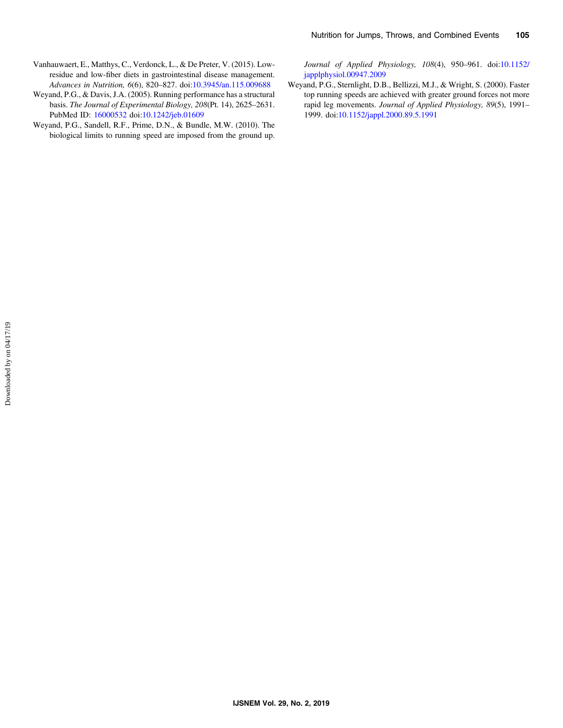Vanhauwaert, E., Matthys, C., Verdonck, L., & De Preter, V. (2015). Low-residue and low-fiber diets in gastrointestinal disease management. *Advances in Nutrition, 6*(6), 820–827. doi:10.3945/an.115.009688

Weyand, P.G., & Davis, J.A. (2005). Running performance has a structural basis. *The Journal of Experimental Biology, 208*(Pt. 14), 2625–2631. PubMed ID: 16000532 doi:10.1242/jeb.01609

Weyand, P.G., Sandell, R.F., Prime, D.N., & Bundle, M.W. (2010). The biological limits to running speed are imposed from the ground up. *Journal of Applied Physiology, 108*(4), 950–961. doi:10.1152/japplphysiol.00947.2009

Weyand, P.G., Sternlight, D.B., Bellizzi, M.J., & Wright, S. (2000). Faster top running speeds are achieved with greater ground forces not more rapid leg movements. *Journal of Applied Physiology, 89*(5), 1991–1999. doi:10.1152/jappl.2000.89.5.1991